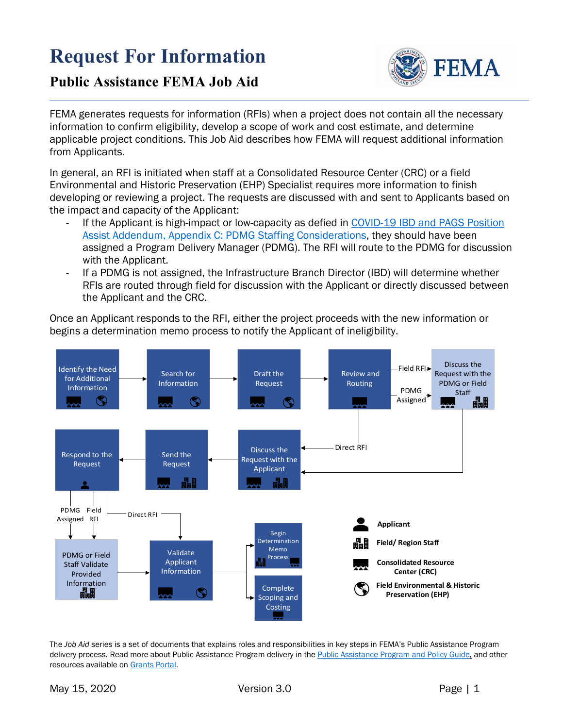# Request For Information

## Public Assistance FEMA Job Aid

FEMA generates requests for information (RFIs) when a project does not contain all the necessary information to confirm eligibility, develop a scope of work and cost estimate, and determine applicable project conditions. This Job Aid describes how FEMA will request additional information from Applicants.

In general, an RFI is initiated when staff at a Consolidated Resource Center (CRC) or a field Environmental and Historic Preservation (EHP) Specialist requires more information to finish developing or reviewing a project. The requests are discussed with and sent to Applicants based on the impact and capacity of the Applicant:

- If the Applicant is high-impact or low-capacity as defied in COVID-19 IBD and PAGS Position Assist Addendum, Appendix C: PDMG Staffing Considerations, they should have been assigned a Program Delivery Manager (PDMG). The RFI will route to the PDMG for discussion with the Applicant.
- If a PDMG is not assigned, the Infrastructure Branch Director (IBD) will determine whether RFIs are routed through field for discussion with the Applicant or directly discussed between the Applicant and the CRC.

Once an Applicant responds to the RFI, either the project proceeds with the new information or begins a determination memo process to notify the Applicant of ineligibility.

Identify the Need for Additional Information → Search for Information → Draft the Request → Review and Routing

Review and Routing → (Field RFI / PDMG Assigned) → Discuss the Request with the PDMG or Field Staff → Discuss the Request with the Applicant

Review and Routing → (Direct RFI) → Discuss the Request with the Applicant

Discuss the Request with the Applicant → Send the Request → Respond to the Request

Respond to the Request → (PDMG Assigned / Field RFI) → PDMG or Field Staff Validate Provided Information → Validate Applicant Information

Respond to the Request → (Direct RFI) → Validate Applicant Information

Validate Applicant Information → Begin Determination Memo Process / Complete Scoping and Costing

Legend: Applicant; Field/ Region Staff; Consolidated Resource Center (CRC); Field Environmental & Historic Preservation (EHP)

The *Job Aid* series is a set of documents that explains roles and responsibilities in key steps in FEMA's Public Assistance Program delivery process. Read more about Public Assistance Program delivery in the Public Assistance Program and Policy Guide, and other resources available on Grants Portal.

May 15, 2020 Version 3.0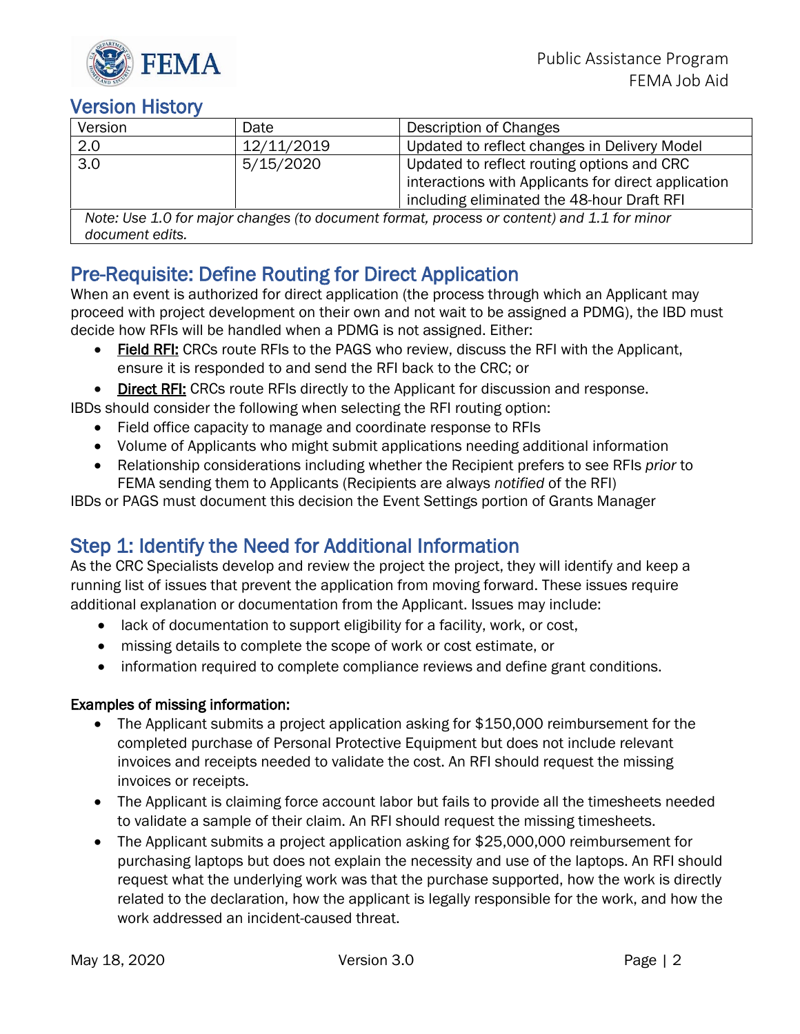## Version History

| Version | Date | Description of Changes |
|---|---|---|
| 2.0 | 12/11/2019 | Updated to reflect changes in Delivery Model |
| 3.0 | 5/15/2020 | Updated to reflect routing options and CRC interactions with Applicants for direct application including eliminated the 48-hour Draft RFI |
| *Note: Use 1.0 for major changes (to document format, process or content) and 1.1 for minor document edits.* | | |

## Pre-Requisite: Define Routing for Direct Application

When an event is authorized for direct application (the process through which an Applicant may proceed with project development on their own and not wait to be assigned a PDMG), the IBD must decide how RFIs will be handled when a PDMG is not assigned. Either:

- **Field RFI:** CRCs route RFIs to the PAGS who review, discuss the RFI with the Applicant, ensure it is responded to and send the RFI back to the CRC; or
- **Direct RFI:** CRCs route RFIs directly to the Applicant for discussion and response.

IBDs should consider the following when selecting the RFI routing option:

- Field office capacity to manage and coordinate response to RFIs
- Volume of Applicants who might submit applications needing additional information
- Relationship considerations including whether the Recipient prefers to see RFIs *prior* to FEMA sending them to Applicants (Recipients are always *notified* of the RFI)

IBDs or PAGS must document this decision the Event Settings portion of Grants Manager

## Step 1: Identify the Need for Additional Information

As the CRC Specialists develop and review the project the project, they will identify and keep a running list of issues that prevent the application from moving forward. These issues require additional explanation or documentation from the Applicant. Issues may include:

- lack of documentation to support eligibility for a facility, work, or cost,
- missing details to complete the scope of work or cost estimate, or
- information required to complete compliance reviews and define grant conditions.

**Examples of missing information:**

- The Applicant submits a project application asking for $150,000 reimbursement for the completed purchase of Personal Protective Equipment but does not include relevant invoices and receipts needed to validate the cost. An RFI should request the missing invoices or receipts.
- The Applicant is claiming force account labor but fails to provide all the timesheets needed to validate a sample of their claim. An RFI should request the missing timesheets.
- The Applicant submits a project application asking for $25,000,000 reimbursement for purchasing laptops but does not explain the necessity and use of the laptops. An RFI should request what the underlying work was that the purchase supported, how the work is directly related to the declaration, how the applicant is legally responsible for the work, and how the work addressed an incident-caused threat.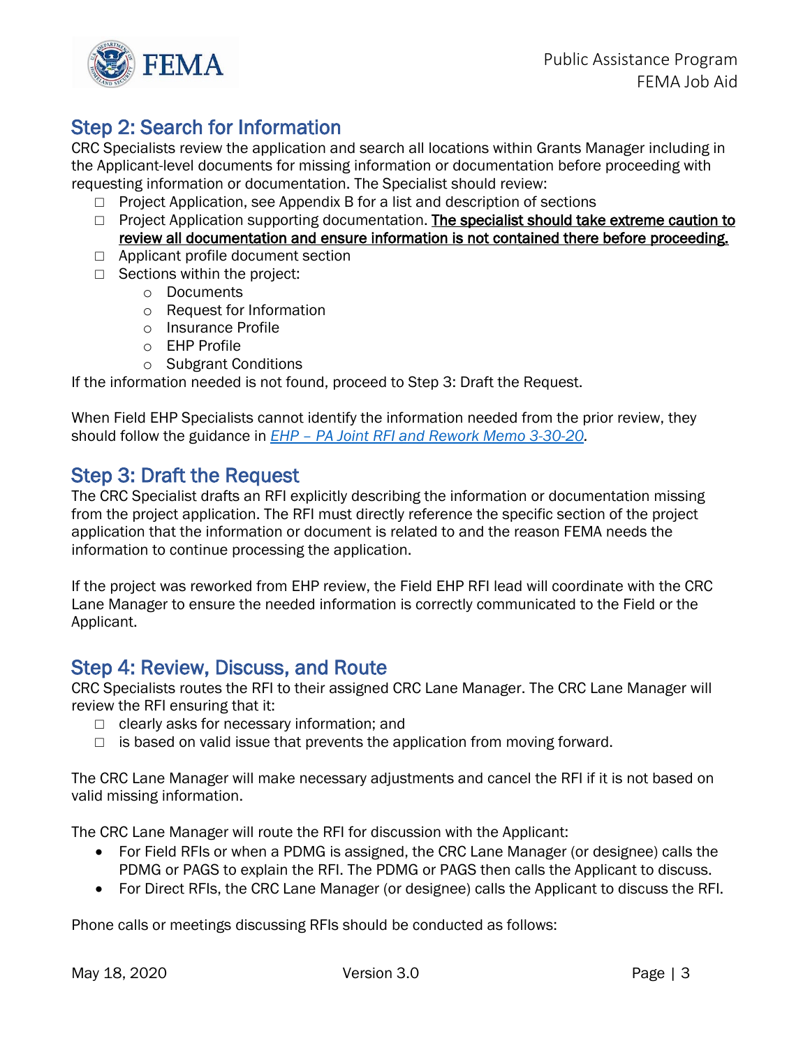## Step 2: Search for Information

CRC Specialists review the application and search all locations within Grants Manager including in the Applicant-level documents for missing information or documentation before proceeding with requesting information or documentation. The Specialist should review:

- ☐ Project Application, see Appendix B for a list and description of sections
- ☐ Project Application supporting documentation. **The specialist should take extreme caution to review all documentation and ensure information is not contained there before proceeding.**
- ☐ Applicant profile document section
- ☐ Sections within the project:
  - Documents
  - Request for Information
  - Insurance Profile
  - EHP Profile
  - Subgrant Conditions

If the information needed is not found, proceed to Step 3: Draft the Request.

When Field EHP Specialists cannot identify the information needed from the prior review, they should follow the guidance in *EHP – PA Joint RFI and Rework Memo 3-30-20*.

## Step 3: Draft the Request

The CRC Specialist drafts an RFI explicitly describing the information or documentation missing from the project application. The RFI must directly reference the specific section of the project application that the information or document is related to and the reason FEMA needs the information to continue processing the application.

If the project was reworked from EHP review, the Field EHP RFI lead will coordinate with the CRC Lane Manager to ensure the needed information is correctly communicated to the Field or the Applicant.

## Step 4: Review, Discuss, and Route

CRC Specialists routes the RFI to their assigned CRC Lane Manager. The CRC Lane Manager will review the RFI ensuring that it:

- ☐ clearly asks for necessary information; and
- ☐ is based on valid issue that prevents the application from moving forward.

The CRC Lane Manager will make necessary adjustments and cancel the RFI if it is not based on valid missing information.

The CRC Lane Manager will route the RFI for discussion with the Applicant:

- For Field RFIs or when a PDMG is assigned, the CRC Lane Manager (or designee) calls the PDMG or PAGS to explain the RFI. The PDMG or PAGS then calls the Applicant to discuss.
- For Direct RFIs, the CRC Lane Manager (or designee) calls the Applicant to discuss the RFI.

Phone calls or meetings discussing RFIs should be conducted as follows: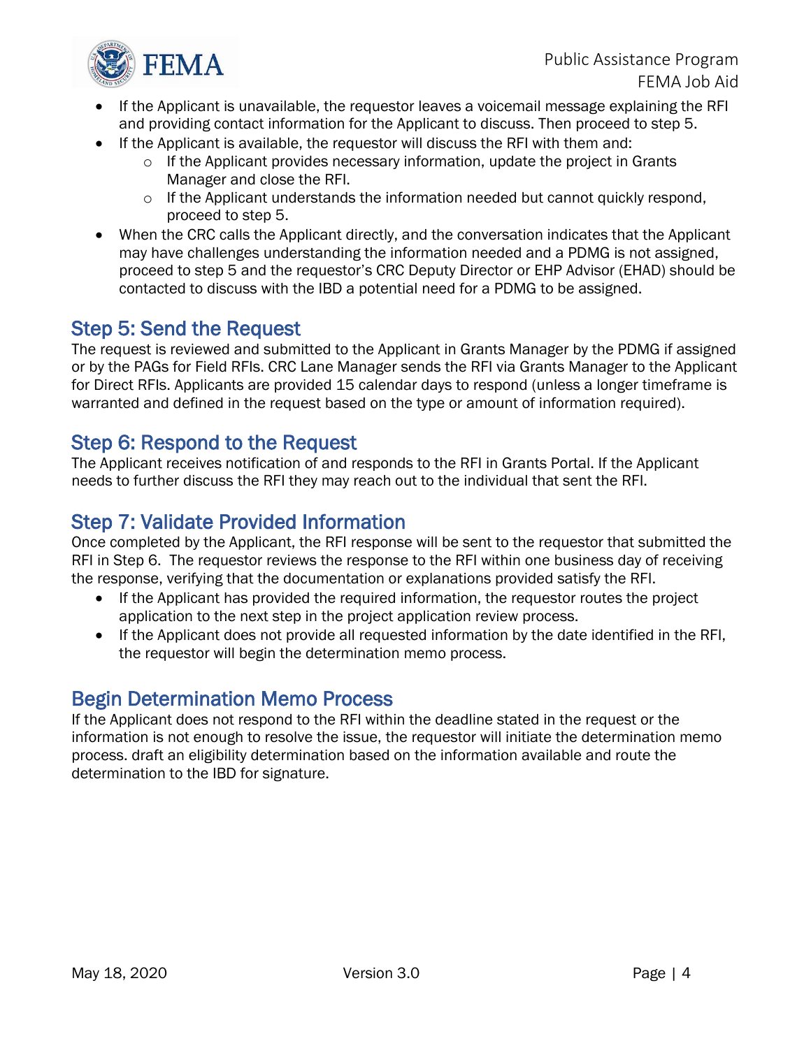- If the Applicant is unavailable, the requestor leaves a voicemail message explaining the RFI and providing contact information for the Applicant to discuss. Then proceed to step 5.
- If the Applicant is available, the requestor will discuss the RFI with them and:
  - If the Applicant provides necessary information, update the project in Grants Manager and close the RFI.
  - If the Applicant understands the information needed but cannot quickly respond, proceed to step 5.
- When the CRC calls the Applicant directly, and the conversation indicates that the Applicant may have challenges understanding the information needed and a PDMG is not assigned, proceed to step 5 and the requestor's CRC Deputy Director or EHP Advisor (EHAD) should be contacted to discuss with the IBD a potential need for a PDMG to be assigned.

## Step 5: Send the Request

The request is reviewed and submitted to the Applicant in Grants Manager by the PDMG if assigned or by the PAGs for Field RFIs. CRC Lane Manager sends the RFI via Grants Manager to the Applicant for Direct RFIs. Applicants are provided 15 calendar days to respond (unless a longer timeframe is warranted and defined in the request based on the type or amount of information required).

## Step 6: Respond to the Request

The Applicant receives notification of and responds to the RFI in Grants Portal. If the Applicant needs to further discuss the RFI they may reach out to the individual that sent the RFI.

## Step 7: Validate Provided Information

Once completed by the Applicant, the RFI response will be sent to the requestor that submitted the RFI in Step 6. The requestor reviews the response to the RFI within one business day of receiving the response, verifying that the documentation or explanations provided satisfy the RFI.

- If the Applicant has provided the required information, the requestor routes the project application to the next step in the project application review process.
- If the Applicant does not provide all requested information by the date identified in the RFI, the requestor will begin the determination memo process.

## Begin Determination Memo Process

If the Applicant does not respond to the RFI within the deadline stated in the request or the information is not enough to resolve the issue, the requestor will initiate the determination memo process. draft an eligibility determination based on the information available and route the determination to the IBD for signature.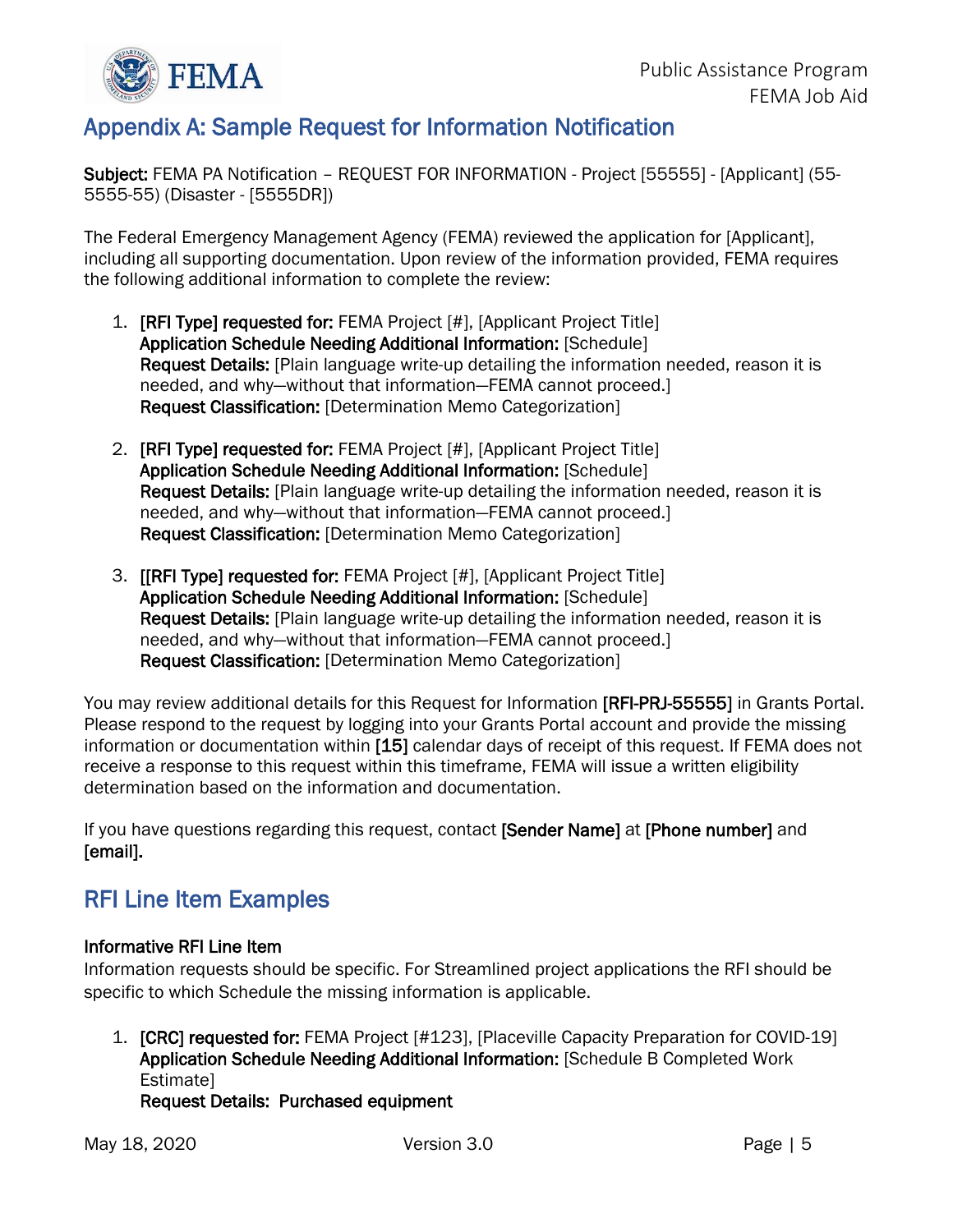## Appendix A: Sample Request for Information Notification

**Subject:** FEMA PA Notification – REQUEST FOR INFORMATION - Project [55555] - [Applicant] (55-5555-55) (Disaster - [5555DR])

The Federal Emergency Management Agency (FEMA) reviewed the application for [Applicant], including all supporting documentation. Upon review of the information provided, FEMA requires the following additional information to complete the review:

1. **[RFI Type] requested for:** FEMA Project [#], [Applicant Project Title]
   **Application Schedule Needing Additional Information:** [Schedule]
   **Request Details:** [Plain language write-up detailing the information needed, reason it is needed, and why—without that information—FEMA cannot proceed.]
   **Request Classification:** [Determination Memo Categorization]

2. **[RFI Type] requested for:** FEMA Project [#], [Applicant Project Title]
   **Application Schedule Needing Additional Information:** [Schedule]
   **Request Details:** [Plain language write-up detailing the information needed, reason it is needed, and why—without that information—FEMA cannot proceed.]
   **Request Classification:** [Determination Memo Categorization]

3. **[[RFI Type] requested for:** FEMA Project [#], [Applicant Project Title]
   **Application Schedule Needing Additional Information:** [Schedule]
   **Request Details:** [Plain language write-up detailing the information needed, reason it is needed, and why—without that information—FEMA cannot proceed.]
   **Request Classification:** [Determination Memo Categorization]

You may review additional details for this Request for Information **[RFI-PRJ-55555]** in Grants Portal. Please respond to the request by logging into your Grants Portal account and provide the missing information or documentation within **[15]** calendar days of receipt of this request. If FEMA does not receive a response to this request within this timeframe, FEMA will issue a written eligibility determination based on the information and documentation.

If you have questions regarding this request, contact **[Sender Name]** at **[Phone number]** and **[email].**

## RFI Line Item Examples

### Informative RFI Line Item

Information requests should be specific. For Streamlined project applications the RFI should be specific to which Schedule the missing information is applicable.

1. **[CRC] requested for:** FEMA Project [#123], [Placeville Capacity Preparation for COVID-19]
   **Application Schedule Needing Additional Information:** [Schedule B Completed Work Estimate]
   **Request Details: Purchased equipment**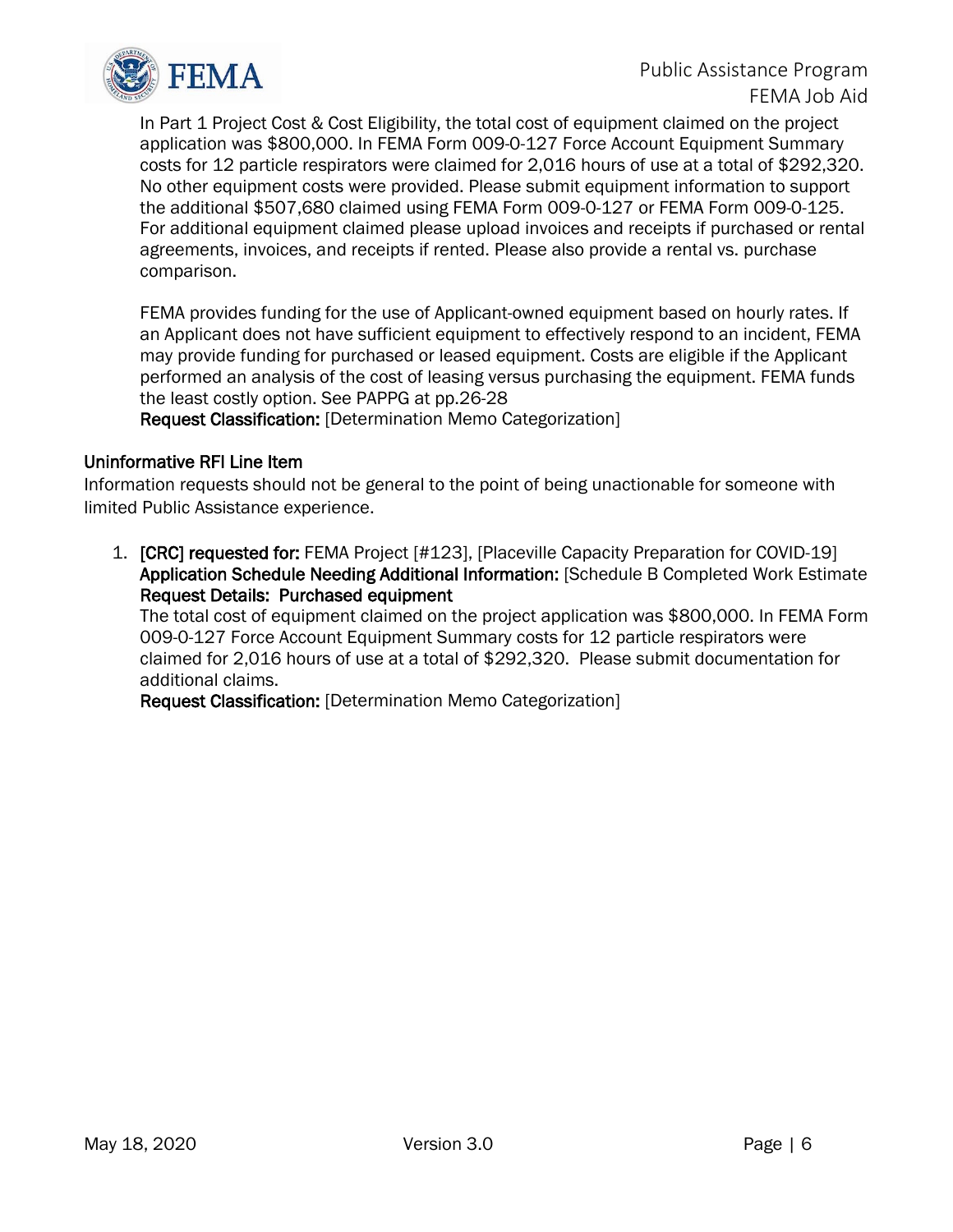In Part 1 Project Cost & Cost Eligibility, the total cost of equipment claimed on the project application was $800,000. In FEMA Form 009-0-127 Force Account Equipment Summary costs for 12 particle respirators were claimed for 2,016 hours of use at a total of $292,320. No other equipment costs were provided. Please submit equipment information to support the additional $507,680 claimed using FEMA Form 009-0-127 or FEMA Form 009-0-125. For additional equipment claimed please upload invoices and receipts if purchased or rental agreements, invoices, and receipts if rented. Please also provide a rental vs. purchase comparison.

FEMA provides funding for the use of Applicant-owned equipment based on hourly rates. If an Applicant does not have sufficient equipment to effectively respond to an incident, FEMA may provide funding for purchased or leased equipment. Costs are eligible if the Applicant performed an analysis of the cost of leasing versus purchasing the equipment. FEMA funds the least costly option. See PAPPG at pp.26-28

**Request Classification:** [Determination Memo Categorization]

### Uninformative RFI Line Item

Information requests should not be general to the point of being unactionable for someone with limited Public Assistance experience.

1. **[CRC] requested for:** FEMA Project [#123], [Placeville Capacity Preparation for COVID-19]
   **Application Schedule Needing Additional Information:** [Schedule B Completed Work Estimate
   **Request Details: Purchased equipment**
   The total cost of equipment claimed on the project application was $800,000. In FEMA Form 009-0-127 Force Account Equipment Summary costs for 12 particle respirators were claimed for 2,016 hours of use at a total of $292,320. Please submit documentation for additional claims.
   **Request Classification:** [Determination Memo Categorization]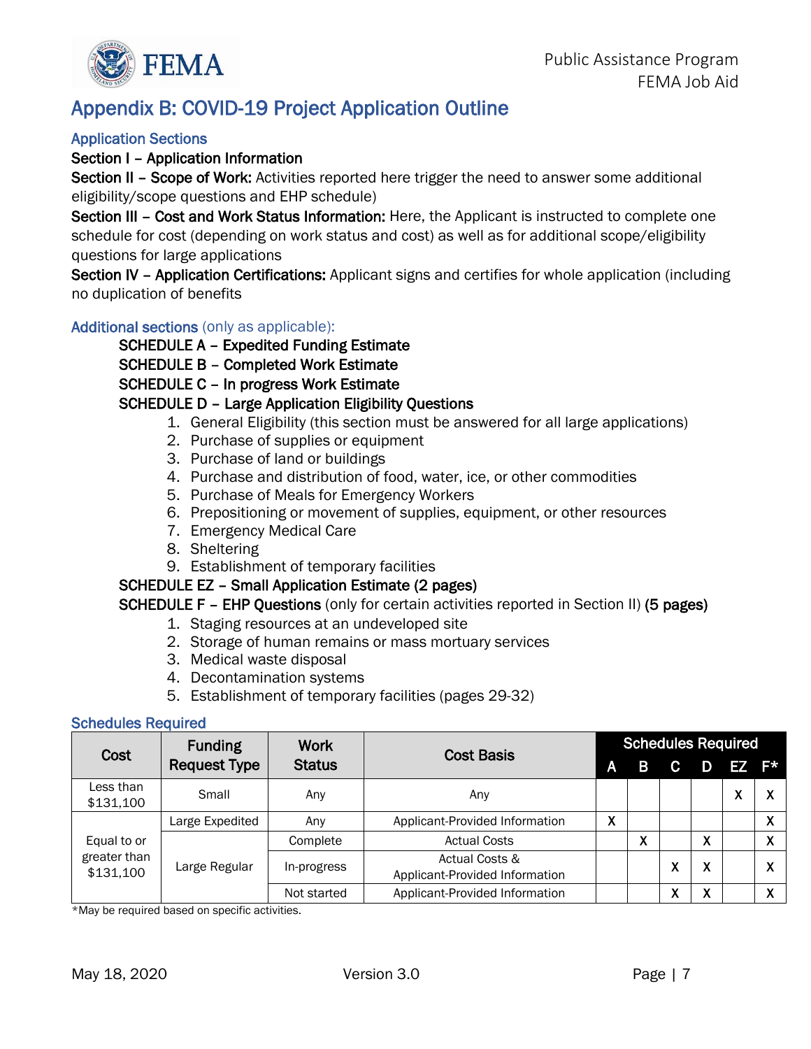# Appendix B: COVID-19 Project Application Outline

## Application Sections

**Section I – Application Information**

**Section II – Scope of Work:** Activities reported here trigger the need to answer some additional eligibility/scope questions and EHP schedule)

**Section III – Cost and Work Status Information:** Here, the Applicant is instructed to complete one schedule for cost (depending on work status and cost) as well as for additional scope/eligibility questions for large applications

**Section IV – Application Certifications:** Applicant signs and certifies for whole application (including no duplication of benefits

## Additional sections (only as applicable):

**SCHEDULE A – Expedited Funding Estimate**

**SCHEDULE B – Completed Work Estimate**

**SCHEDULE C – In progress Work Estimate**

**SCHEDULE D – Large Application Eligibility Questions**

1. General Eligibility (this section must be answered for all large applications)
2. Purchase of supplies or equipment
3. Purchase of land or buildings
4. Purchase and distribution of food, water, ice, or other commodities
5. Purchase of Meals for Emergency Workers
6. Prepositioning or movement of supplies, equipment, or other resources
7. Emergency Medical Care
8. Sheltering
9. Establishment of temporary facilities

**SCHEDULE EZ – Small Application Estimate (2 pages)**

**SCHEDULE F – EHP Questions** (only for certain activities reported in Section II) **(5 pages)**

1. Staging resources at an undeveloped site
2. Storage of human remains or mass mortuary services
3. Medical waste disposal
4. Decontamination systems
5. Establishment of temporary facilities (pages 29-32)

## Schedules Required

| Cost | Funding Request Type | Work Status | Cost Basis | Schedules Required | | | | | |
|---|---|---|---|---|---|---|---|---|---|
| | | | | A | B | C | D | EZ | F* |
| Less than $131,100 | Small | Any | Any | | | | | X | X |
| Equal to or greater than $131,100 | Large Expedited | Any | Applicant-Provided Information | X | | | | | X |
| | Large Regular | Complete | Actual Costs | | X | | X | | X |
| | | In-progress | Actual Costs & Applicant-Provided Information | | | X | X | | X |
| | | Not started | Applicant-Provided Information | | | X | X | | X |

*May be required based on specific activities.